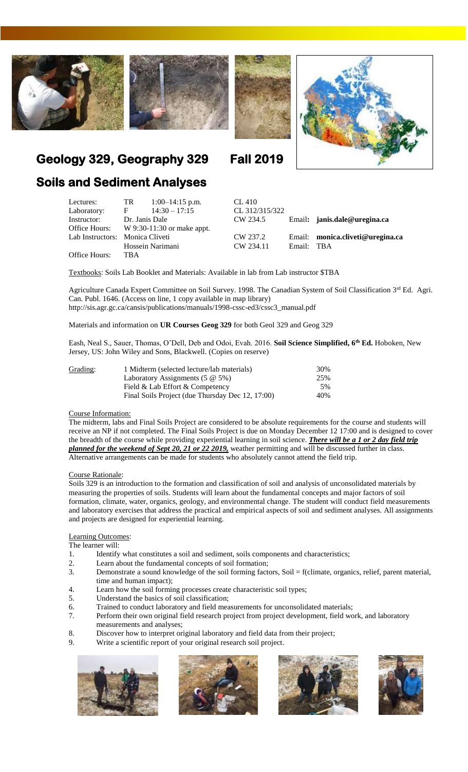# Geology 329, Geography 329 Fall 2019

# Soils and Sediment Analyses

| | | | | |
|---|---|---|---|---|
| Lectures: | TR 1:00–14:15 p.m. | CL 410 | | |
| Laboratory: | F 14:30 – 17:15 | CL 312/315/322 | | |
| Instructor: | Dr. Janis Dale | CW 234.5 | Email: | **janis.dale@uregina.ca** |
| Office Hours: | W 9:30-11:30 or make appt. | | | |
| Lab Instructors: | Monica Cliveti | CW 237.2 | Email: | **monica.cliveti@uregina.ca** |
| | Hossein Narimani | CW 234.11 | Email: | TBA |
| Office Hours: | TBA | | | |

Textbooks: Soils Lab Booklet and Materials: Available in lab from Lab instructor $TBA

Agriculture Canada Expert Committee on Soil Survey. 1998. The Canadian System of Soil Classification 3rd Ed. Agri. Can. Publ. 1646. (Access on line, 1 copy available in map library)
http://sis.agr.gc.ca/cansis/publications/manuals/1998-cssc-ed3/cssc3_manual.pdf

Materials and information on **UR Courses Geog 329** for both Geol 329 and Geog 329

Eash, Neal S., Sauer, Thomas, O'Dell, Deb and Odoi, Evah. 2016. **Soil Science Simplified, 6th Ed.** Hoboken, New Jersey, US: John Wiley and Sons, Blackwell. (Copies on reserve)

| Grading: | | |
|---|---|---|
| | 1 Midterm (selected lecture/lab materials) | 30% |
| | Laboratory Assignments (5 @ 5%) | 25% |
| | Field & Lab Effort & Competency | 5% |
| | Final Soils Project (due Thursday Dec 12, 17:00) | 40% |

Course Information:

The midterm, labs and Final Soils Project are considered to be absolute requirements for the course and students will receive an NP if not completed. The Final Soils Project is due on Monday December 12 17:00 and is designed to cover the breadth of the course while providing experiential learning in soil science. ***There will be a 1 or 2 day field trip planned for the weekend of Sept 20, 21 or 22 2019,*** weather permitting and will be discussed further in class. Alternative arrangements can be made for students who absolutely cannot attend the field trip.

Course Rationale:

Soils 329 is an introduction to the formation and classification of soil and analysis of unconsolidated materials by measuring the properties of soils. Students will learn about the fundamental concepts and major factors of soil formation, climate, water, organics, geology, and environmental change. The student will conduct field measurements and laboratory exercises that address the practical and empirical aspects of soil and sediment analyses. All assignments and projects are designed for experiential learning.

Learning Outcomes:

The learner will:

1. Identify what constitutes a soil and sediment, soils components and characteristics;
2. Learn about the fundamental concepts of soil formation;
3. Demonstrate a sound knowledge of the soil forming factors, Soil = f(climate, organics, relief, parent material, time and human impact);
4. Learn how the soil forming processes create characteristic soil types;
5. Understand the basics of soil classification;
6. Trained to conduct laboratory and field measurements for unconsolidated materials;
7. Perform their own original field research project from project development, field work, and laboratory measurements and analyses;
8. Discover how to interpret original laboratory and field data from their project;
9. Write a scientific report of your original research soil project.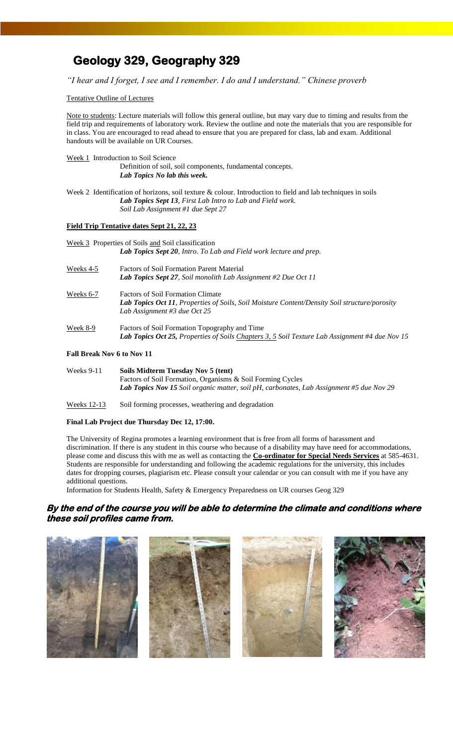# Geology 329, Geography 329

*"I hear and I forget, I see and I remember. I do and I understand." Chinese proverb*

Tentative Outline of Lectures

Note to students: Lecture materials will follow this general outline, but may vary due to timing and results from the field trip and requirements of laboratory work. Review the outline and note the materials that you are responsible for in class. You are encouraged to read ahead to ensure that you are prepared for class, lab and exam. Additional handouts will be available on UR Courses.

Week 1 Introduction to Soil Science
Definition of soil, soil components, fundamental concepts.
***Lab Topics No lab this week.***

Week 2 Identification of horizons, soil texture & colour. Introduction to field and lab techniques in soils
***Lab Topics Sept 13****, First Lab Intro to Lab and Field work.*
*Soil Lab Assignment #1 due Sept 27*

**Field Trip Tentative dates Sept 21, 22, 23**

Week 3 Properties of Soils and Soil classification
***Lab Topics Sept 20****, Intro. To Lab and Field work lecture and prep.*

Weeks 4-5 Factors of Soil Formation Parent Material
***Lab Topics Sept 27****, Soil monolith Lab Assignment #2 Due Oct 11*

Weeks 6-7 Factors of Soil Formation Climate
***Lab Topics Oct 11****, Properties of Soils, Soil Moisture Content/Density Soil structure/porosity*
*Lab Assignment #3 due Oct 25*

Week 8-9 Factors of Soil Formation Topography and Time
***Lab Topics Oct 25,*** *Properties of Soils Chapters 3, 5 Soil Texture Lab Assignment #4 due Nov 15*

**Fall Break Nov 6 to Nov 11**

Weeks 9-11 **Soils Midterm Tuesday Nov 5 (tent)**
Factors of Soil Formation, Organisms & Soil Forming Cycles
***Lab Topics Nov 15*** *Soil organic matter, soil pH, carbonates, Lab Assignment #5 due Nov 29*

Weeks 12-13 Soil forming processes, weathering and degradation

**Final Lab Project due Thursday Dec 12, 17:00.**

The University of Regina promotes a learning environment that is free from all forms of harassment and discrimination. If there is any student in this course who because of a disability may have need for accommodations, please come and discuss this with me as well as contacting the **Co-ordinator for Special Needs Services** at 585-4631. Students are responsible for understanding and following the academic regulations for the university, this includes dates for dropping courses, plagiarism etc. Please consult your calendar or you can consult with me if you have any additional questions.

Information for Students Health, Safety & Emergency Preparedness on UR courses Geog 329

***By the end of the course you will be able to determine the climate and conditions where these soil profiles came from.***